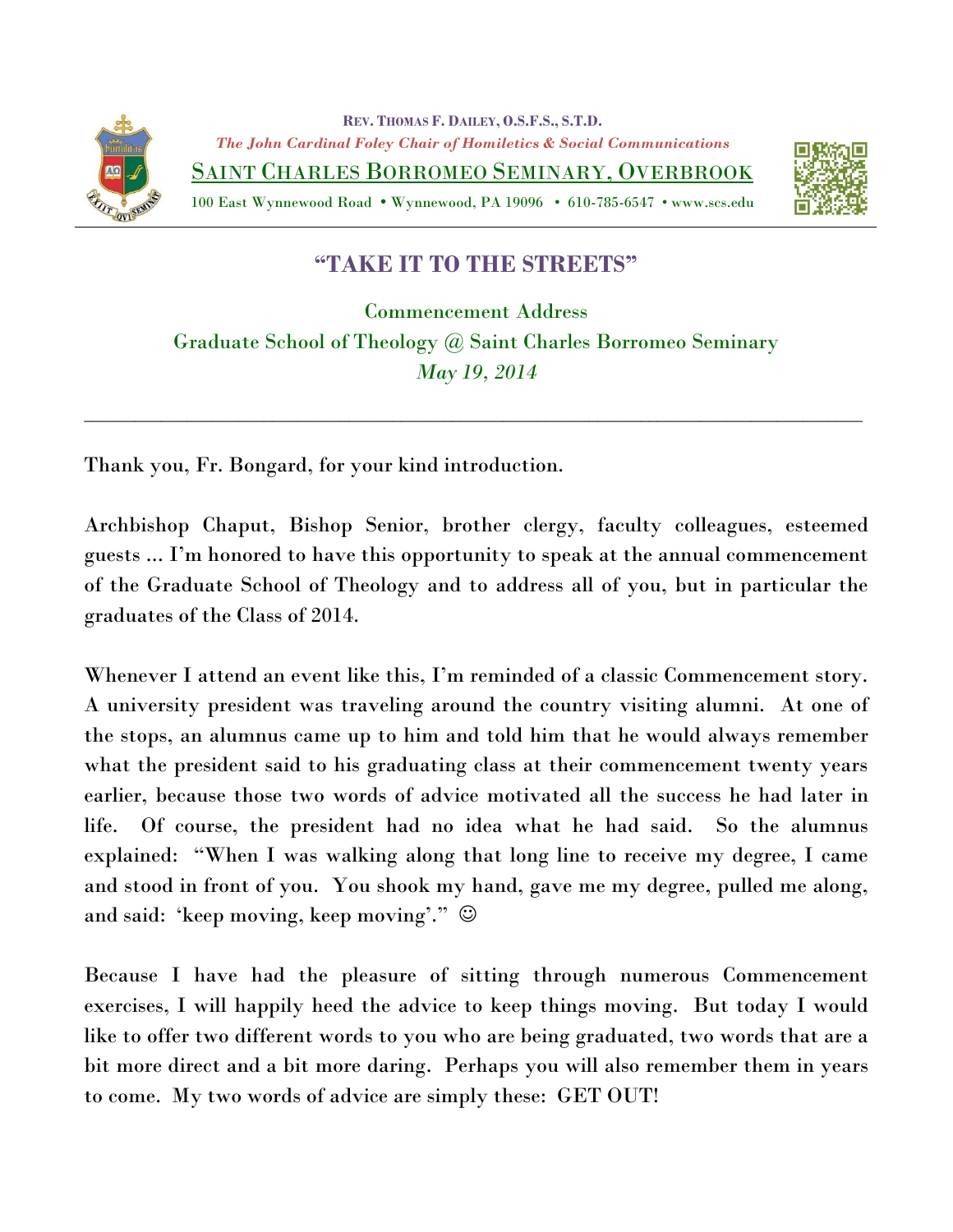**Rev. Thomas F. Dailey, O.S.F.S., S.T.D.**
*The John Cardinal Foley Chair of Homiletics & Social Communications*
SAINT CHARLES BORROMEO SEMINARY, OVERBROOK
100 East Wynnewood Road • Wynnewood, PA 19096 • 610-785-6547 • www.scs.edu

# "TAKE IT TO THE STREETS"

Commencement Address
Graduate School of Theology @ Saint Charles Borromeo Seminary
*May 19, 2014*

---

Thank you, Fr. Bongard, for your kind introduction.

Archbishop Chaput, Bishop Senior, brother clergy, faculty colleagues, esteemed guests … I'm honored to have this opportunity to speak at the annual commencement of the Graduate School of Theology and to address all of you, but in particular the graduates of the Class of 2014.

Whenever I attend an event like this, I'm reminded of a classic Commencement story. A university president was traveling around the country visiting alumni. At one of the stops, an alumnus came up to him and told him that he would always remember what the president said to his graduating class at their commencement twenty years earlier, because those two words of advice motivated all the success he had later in life. Of course, the president had no idea what he had said. So the alumnus explained: "When I was walking along that long line to receive my degree, I came and stood in front of you. You shook my hand, gave me my degree, pulled me along, and said: 'keep moving, keep moving'." ☺

Because I have had the pleasure of sitting through numerous Commencement exercises, I will happily heed the advice to keep things moving. But today I would like to offer two different words to you who are being graduated, two words that are a bit more direct and a bit more daring. Perhaps you will also remember them in years to come. My two words of advice are simply these: GET OUT!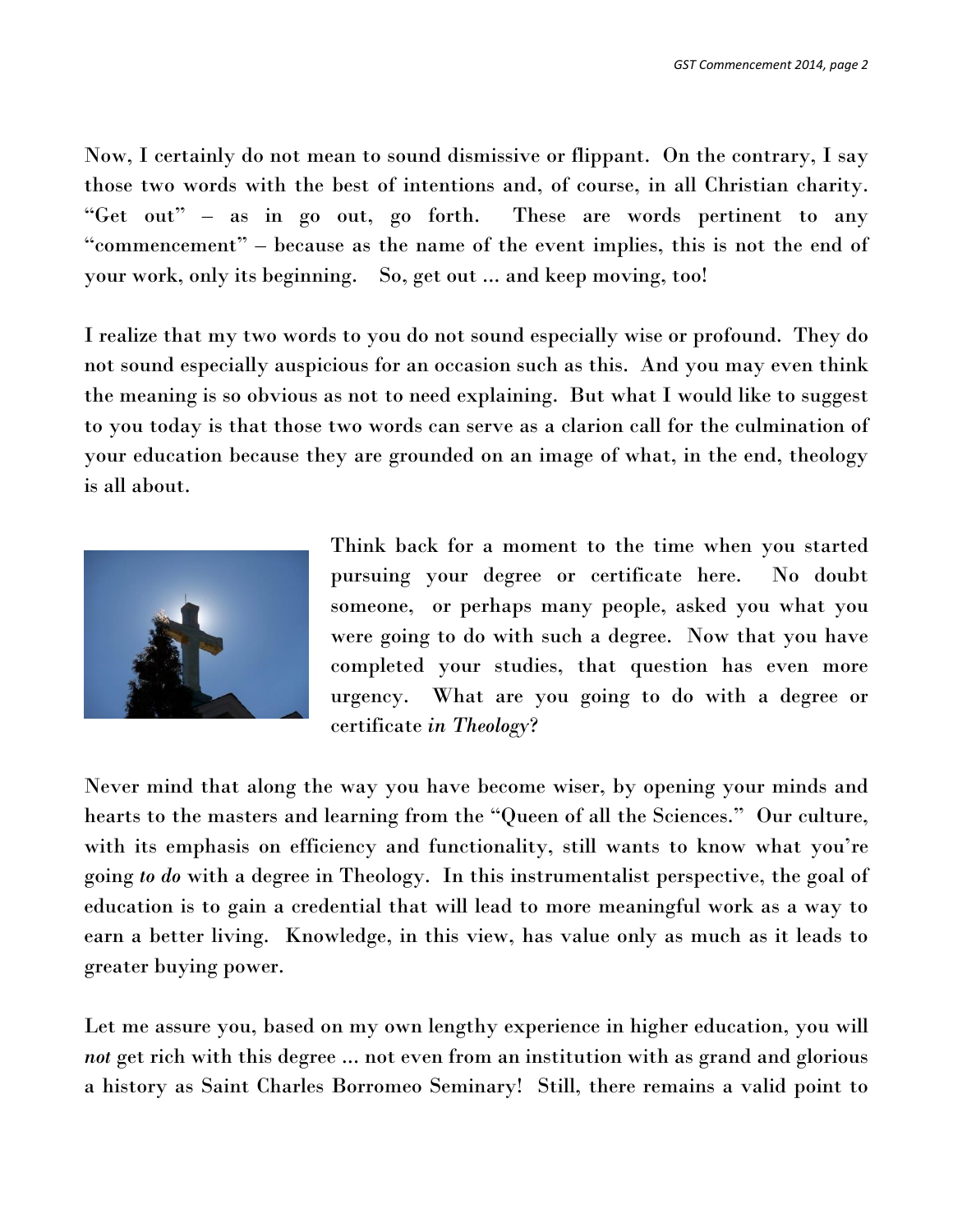Now, I certainly do not mean to sound dismissive or flippant. On the contrary, I say those two words with the best of intentions and, of course, in all Christian charity. "Get out" – as in go out, go forth. These are words pertinent to any "commencement" – because as the name of the event implies, this is not the end of your work, only its beginning. So, get out ... and keep moving, too!

I realize that my two words to you do not sound especially wise or profound. They do not sound especially auspicious for an occasion such as this. And you may even think the meaning is so obvious as not to need explaining. But what I would like to suggest to you today is that those two words can serve as a clarion call for the culmination of your education because they are grounded on an image of what, in the end, theology is all about.

Think back for a moment to the time when you started pursuing your degree or certificate here. No doubt someone, or perhaps many people, asked you what you were going to do with such a degree. Now that you have completed your studies, that question has even more urgency. What are you going to do with a degree or certificate *in Theology*?

Never mind that along the way you have become wiser, by opening your minds and hearts to the masters and learning from the "Queen of all the Sciences." Our culture, with its emphasis on efficiency and functionality, still wants to know what you're going ***to do*** with a degree in Theology. In this instrumentalist perspective, the goal of education is to gain a credential that will lead to more meaningful work as a way to earn a better living. Knowledge, in this view, has value only as much as it leads to greater buying power.

Let me assure you, based on my own lengthy experience in higher education, you will ***not*** get rich with this degree ... not even from an institution with as grand and glorious a history as Saint Charles Borromeo Seminary! Still, there remains a valid point to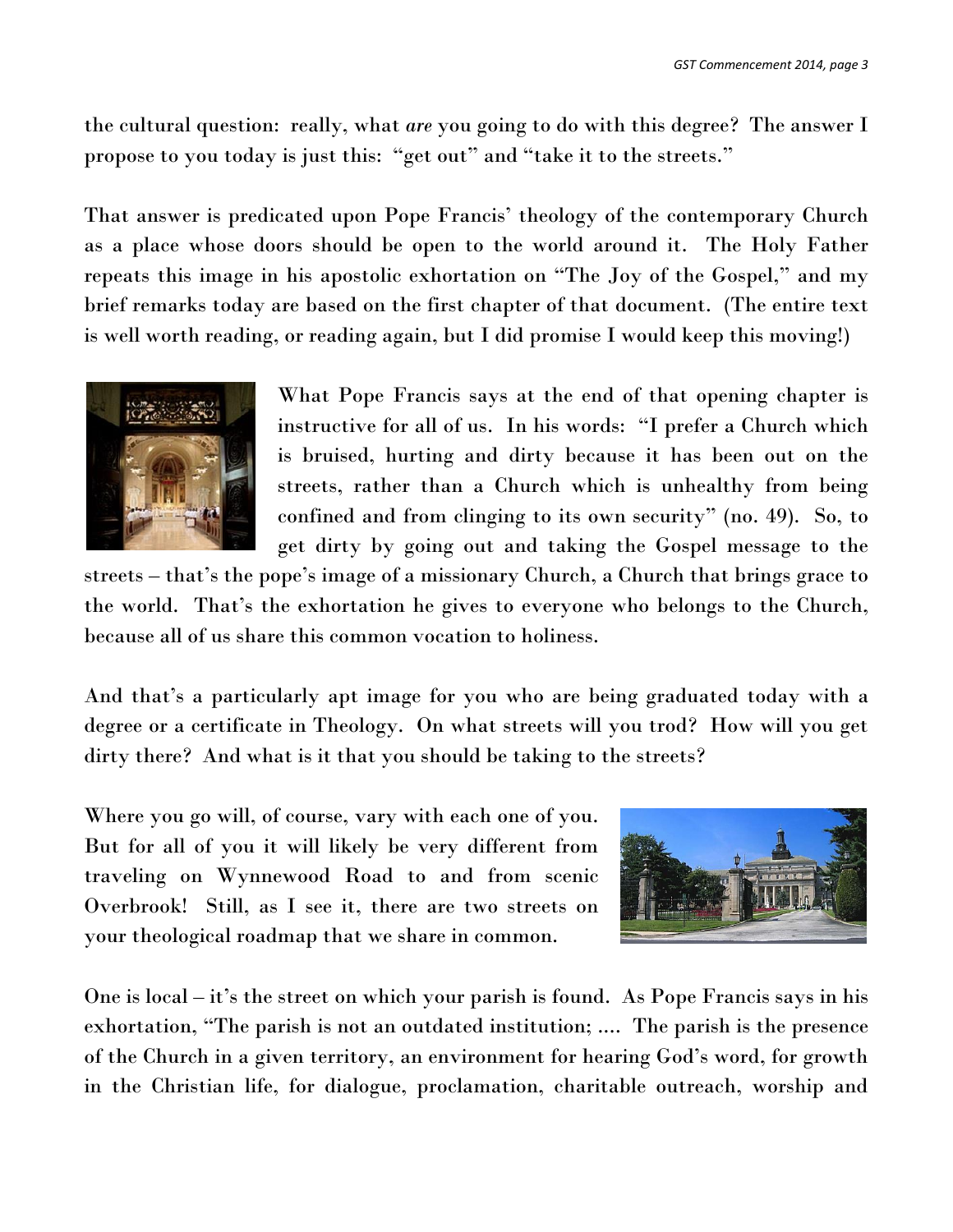the cultural question: really, what *are* you going to do with this degree? The answer I propose to you today is just this: "get out" and "take it to the streets."

That answer is predicated upon Pope Francis' theology of the contemporary Church as a place whose doors should be open to the world around it. The Holy Father repeats this image in his apostolic exhortation on "The Joy of the Gospel," and my brief remarks today are based on the first chapter of that document. (The entire text is well worth reading, or reading again, but I did promise I would keep this moving!)

What Pope Francis says at the end of that opening chapter is instructive for all of us. In his words: "I prefer a Church which is bruised, hurting and dirty because it has been out on the streets, rather than a Church which is unhealthy from being confined and from clinging to its own security" (no. 49). So, to get dirty by going out and taking the Gospel message to the streets – that's the pope's image of a missionary Church, a Church that brings grace to the world. That's the exhortation he gives to everyone who belongs to the Church, because all of us share this common vocation to holiness.

And that's a particularly apt image for you who are being graduated today with a degree or a certificate in Theology. On what streets will you trod? How will you get dirty there? And what is it that you should be taking to the streets?

Where you go will, of course, vary with each one of you. But for all of you it will likely be very different from traveling on Wynnewood Road to and from scenic Overbrook! Still, as I see it, there are two streets on your theological roadmap that we share in common.

One is local – it's the street on which your parish is found. As Pope Francis says in his exhortation, "The parish is not an outdated institution; .... The parish is the presence of the Church in a given territory, an environment for hearing God's word, for growth in the Christian life, for dialogue, proclamation, charitable outreach, worship and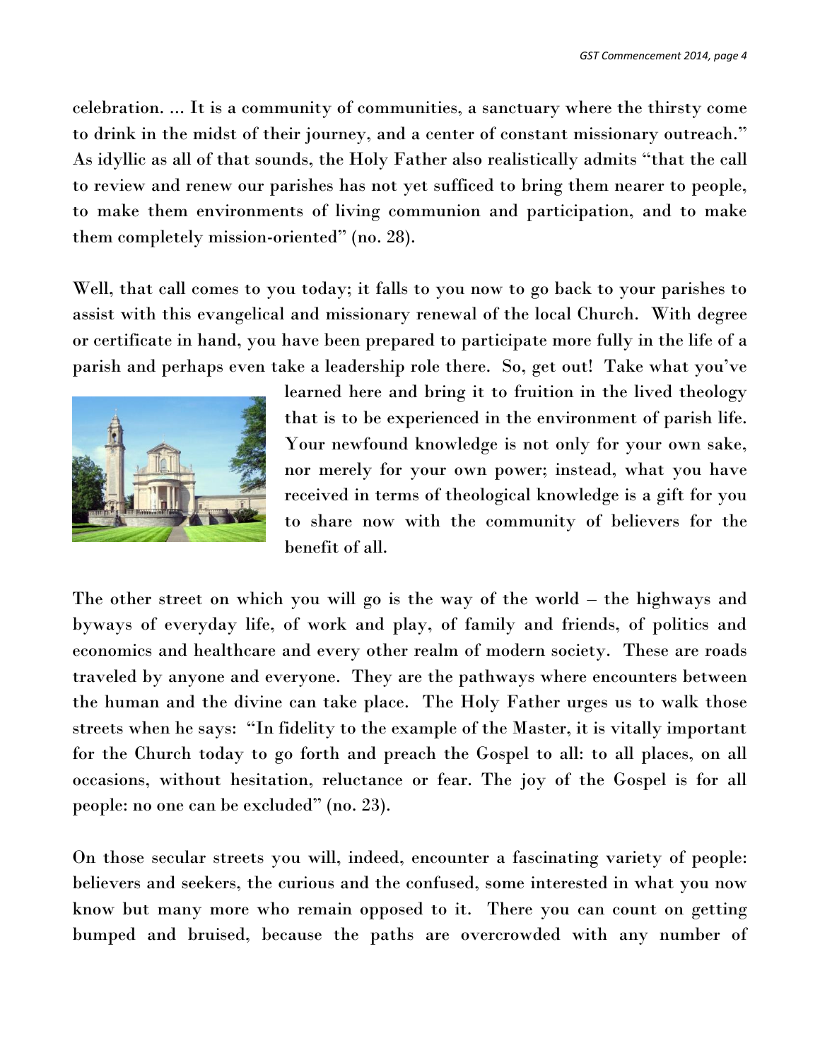celebration. ... It is a community of communities, a sanctuary where the thirsty come to drink in the midst of their journey, and a center of constant missionary outreach." As idyllic as all of that sounds, the Holy Father also realistically admits "that the call to review and renew our parishes has not yet sufficed to bring them nearer to people, to make them environments of living communion and participation, and to make them completely mission-oriented" (no. 28).

Well, that call comes to you today; it falls to you now to go back to your parishes to assist with this evangelical and missionary renewal of the local Church. With degree or certificate in hand, you have been prepared to participate more fully in the life of a parish and perhaps even take a leadership role there. So, get out! Take what you've learned here and bring it to fruition in the lived theology that is to be experienced in the environment of parish life. Your newfound knowledge is not only for your own sake, nor merely for your own power; instead, what you have received in terms of theological knowledge is a gift for you to share now with the community of believers for the benefit of all.

The other street on which you will go is the way of the world – the highways and byways of everyday life, of work and play, of family and friends, of politics and economics and healthcare and every other realm of modern society. These are roads traveled by anyone and everyone. They are the pathways where encounters between the human and the divine can take place. The Holy Father urges us to walk those streets when he says: "In fidelity to the example of the Master, it is vitally important for the Church today to go forth and preach the Gospel to all: to all places, on all occasions, without hesitation, reluctance or fear. The joy of the Gospel is for all people: no one can be excluded" (no. 23).

On those secular streets you will, indeed, encounter a fascinating variety of people: believers and seekers, the curious and the confused, some interested in what you now know but many more who remain opposed to it. There you can count on getting bumped and bruised, because the paths are overcrowded with any number of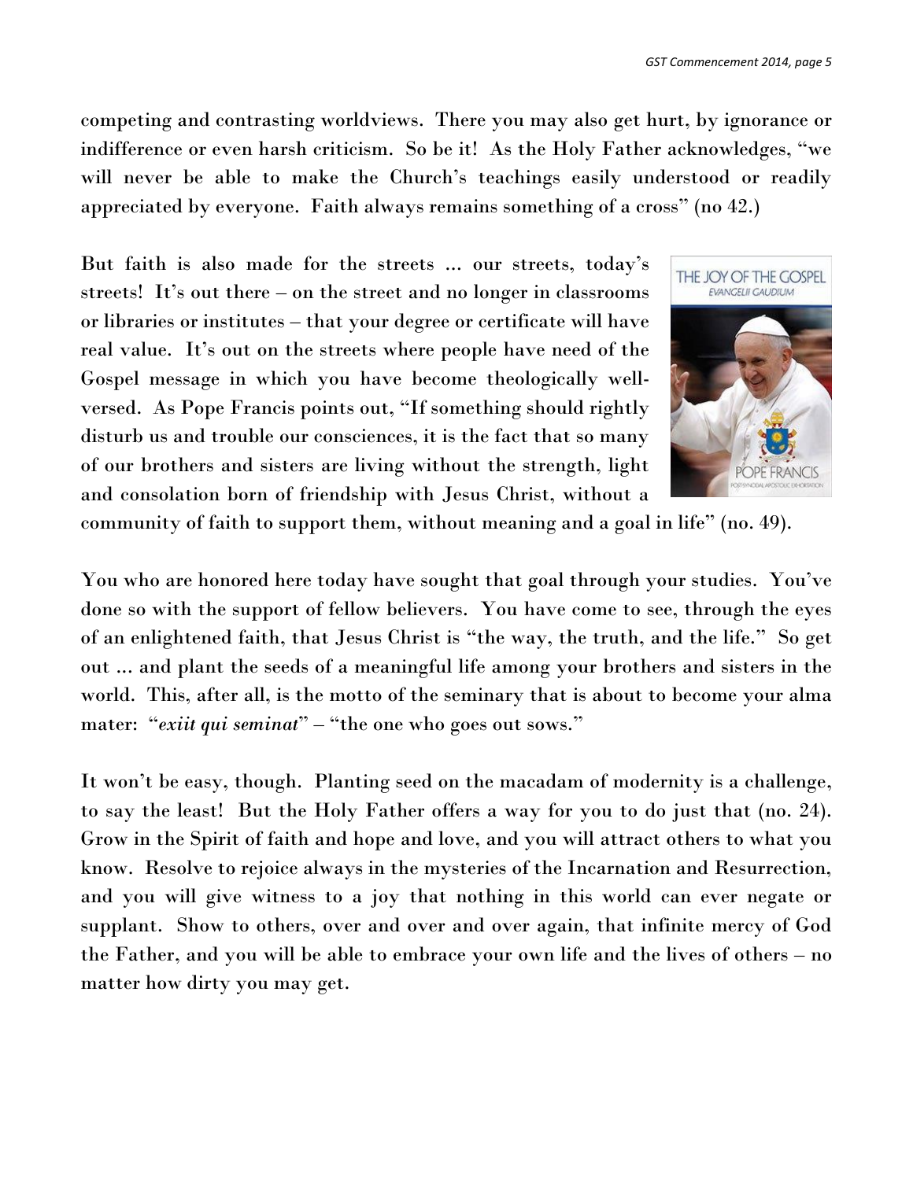competing and contrasting worldviews. There you may also get hurt, by ignorance or indifference or even harsh criticism. So be it! As the Holy Father acknowledges, "we will never be able to make the Church's teachings easily understood or readily appreciated by everyone. Faith always remains something of a cross" (no 42.)

But faith is also made for the streets ... our streets, today's streets! It's out there – on the street and no longer in classrooms or libraries or institutes – that your degree or certificate will have real value. It's out on the streets where people have need of the Gospel message in which you have become theologically well-versed. As Pope Francis points out, "If something should rightly disturb us and trouble our consciences, it is the fact that so many of our brothers and sisters are living without the strength, light and consolation born of friendship with Jesus Christ, without a community of faith to support them, without meaning and a goal in life" (no. 49).

You who are honored here today have sought that goal through your studies. You've done so with the support of fellow believers. You have come to see, through the eyes of an enlightened faith, that Jesus Christ is "the way, the truth, and the life." So get out ... and plant the seeds of a meaningful life among your brothers and sisters in the world. This, after all, is the motto of the seminary that is about to become your alma mater: "*exiit qui seminat*" – "the one who goes out sows."

It won't be easy, though. Planting seed on the macadam of modernity is a challenge, to say the least! But the Holy Father offers a way for you to do just that (no. 24). Grow in the Spirit of faith and hope and love, and you will attract others to what you know. Resolve to rejoice always in the mysteries of the Incarnation and Resurrection, and you will give witness to a joy that nothing in this world can ever negate or supplant. Show to others, over and over and over again, that infinite mercy of God the Father, and you will be able to embrace your own life and the lives of others – no matter how dirty you may get.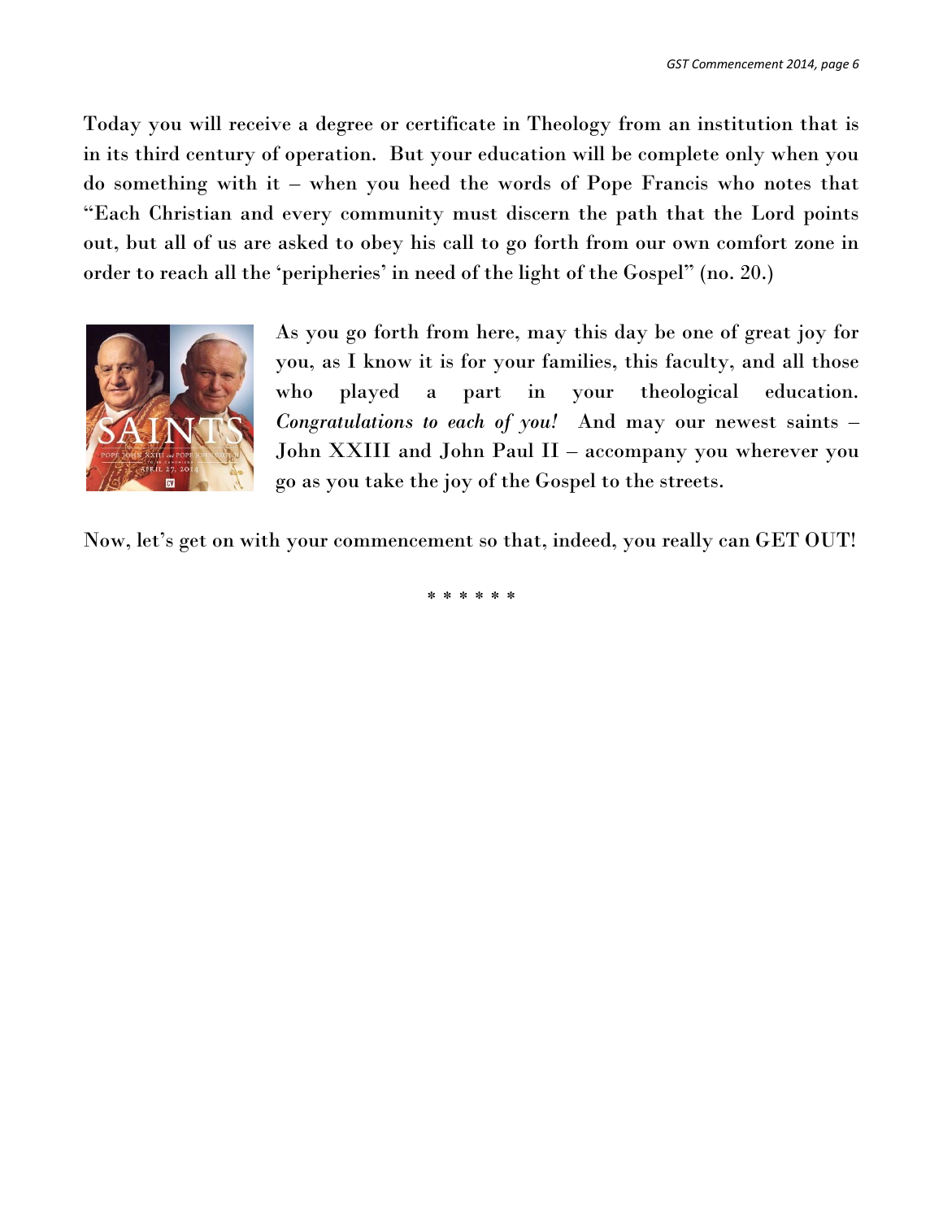Today you will receive a degree or certificate in Theology from an institution that is in its third century of operation. But your education will be complete only when you do something with it – when you heed the words of Pope Francis who notes that "Each Christian and every community must discern the path that the Lord points out, but all of us are asked to obey his call to go forth from our own comfort zone in order to reach all the 'peripheries' in need of the light of the Gospel" (no. 20.)

As you go forth from here, may this day be one of great joy for you, as I know it is for your families, this faculty, and all those who played a part in your theological education. *Congratulations to each of you!* And may our newest saints – John XXIII and John Paul II – accompany you wherever you go as you take the joy of the Gospel to the streets.

Now, let's get on with your commencement so that, indeed, you really can GET OUT!

\* \* \* \* \* \*